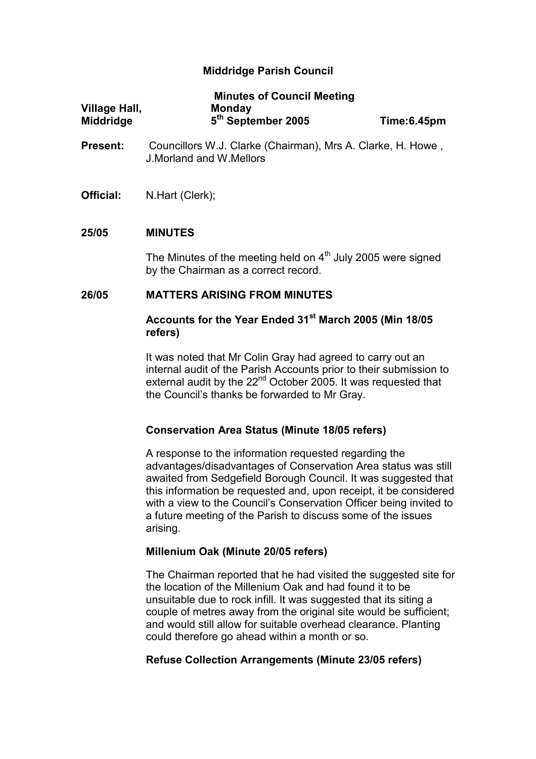# Middridge Parish Council

**Minutes of Council Meeting**

| **Village Hall, Middridge** | **Monday 5th September 2005** | **Time:6.45pm** |
|---|---|---|

**Present:** Councillors W.J. Clarke (Chairman), Mrs A. Clarke, H. Howe , J.Morland and W.Mellors

**Official:** N.Hart (Clerk);

## 25/05 MINUTES

The Minutes of the meeting held on 4th July 2005 were signed by the Chairman as a correct record.

## 26/05 MATTERS ARISING FROM MINUTES

### Accounts for the Year Ended 31st March 2005 (Min 18/05 refers)

It was noted that Mr Colin Gray had agreed to carry out an internal audit of the Parish Accounts prior to their submission to external audit by the 22nd October 2005. It was requested that the Council's thanks be forwarded to Mr Gray.

### Conservation Area Status (Minute 18/05 refers)

A response to the information requested regarding the advantages/disadvantages of Conservation Area status was still awaited from Sedgefield Borough Council. It was suggested that this information be requested and, upon receipt, it be considered with a view to the Council's Conservation Officer being invited to a future meeting of the Parish to discuss some of the issues arising.

### Millenium Oak (Minute 20/05 refers)

The Chairman reported that he had visited the suggested site for the location of the Millenium Oak and had found it to be unsuitable due to rock infill. It was suggested that its siting a couple of metres away from the original site would be sufficient; and would still allow for suitable overhead clearance. Planting could therefore go ahead within a month or so.

### Refuse Collection Arrangements (Minute 23/05 refers)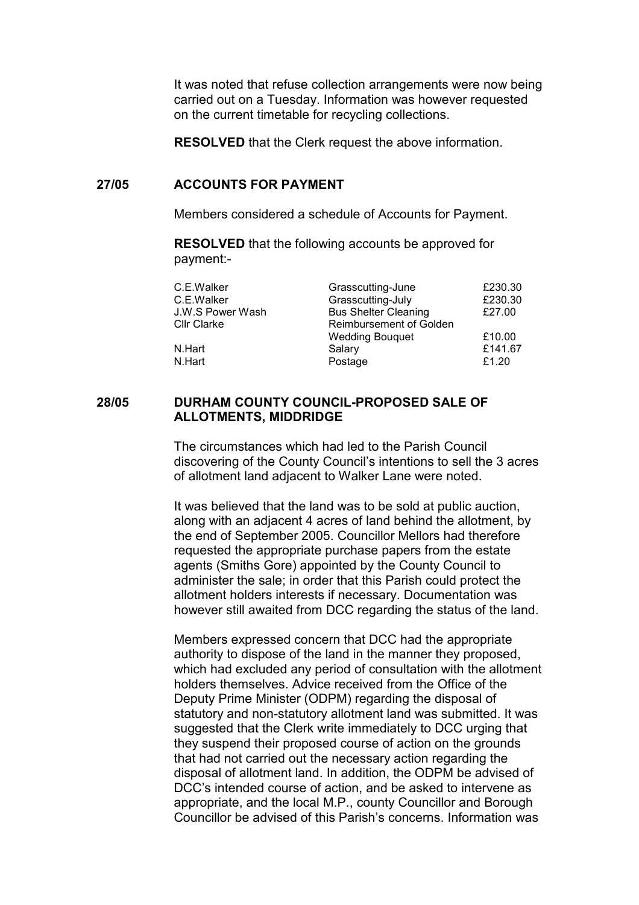It was noted that refuse collection arrangements were now being carried out on a Tuesday. Information was however requested on the current timetable for recycling collections.

**RESOLVED** that the Clerk request the above information.

## 27/05 ACCOUNTS FOR PAYMENT

Members considered a schedule of Accounts for Payment.

**RESOLVED** that the following accounts be approved for payment:-

| | | |
|---|---|---|
| C.E.Walker | Grasscutting-June | £230.30 |
| C.E.Walker | Grasscutting-July | £230.30 |
| J.W.S Power Wash | Bus Shelter Cleaning | £27.00 |
| Cllr Clarke | Reimbursement of Golden Wedding Bouquet | £10.00 |
| N.Hart | Salary | £141.67 |
| N.Hart | Postage | £1.20 |

## 28/05 DURHAM COUNTY COUNCIL-PROPOSED SALE OF ALLOTMENTS, MIDDRIDGE

The circumstances which had led to the Parish Council discovering of the County Council's intentions to sell the 3 acres of allotment land adjacent to Walker Lane were noted.

It was believed that the land was to be sold at public auction, along with an adjacent 4 acres of land behind the allotment, by the end of September 2005. Councillor Mellors had therefore requested the appropriate purchase papers from the estate agents (Smiths Gore) appointed by the County Council to administer the sale; in order that this Parish could protect the allotment holders interests if necessary. Documentation was however still awaited from DCC regarding the status of the land.

Members expressed concern that DCC had the appropriate authority to dispose of the land in the manner they proposed, which had excluded any period of consultation with the allotment holders themselves. Advice received from the Office of the Deputy Prime Minister (ODPM) regarding the disposal of statutory and non-statutory allotment land was submitted. It was suggested that the Clerk write immediately to DCC urging that they suspend their proposed course of action on the grounds that had not carried out the necessary action regarding the disposal of allotment land. In addition, the ODPM be advised of DCC's intended course of action, and be asked to intervene as appropriate, and the local M.P., county Councillor and Borough Councillor be advised of this Parish's concerns. Information was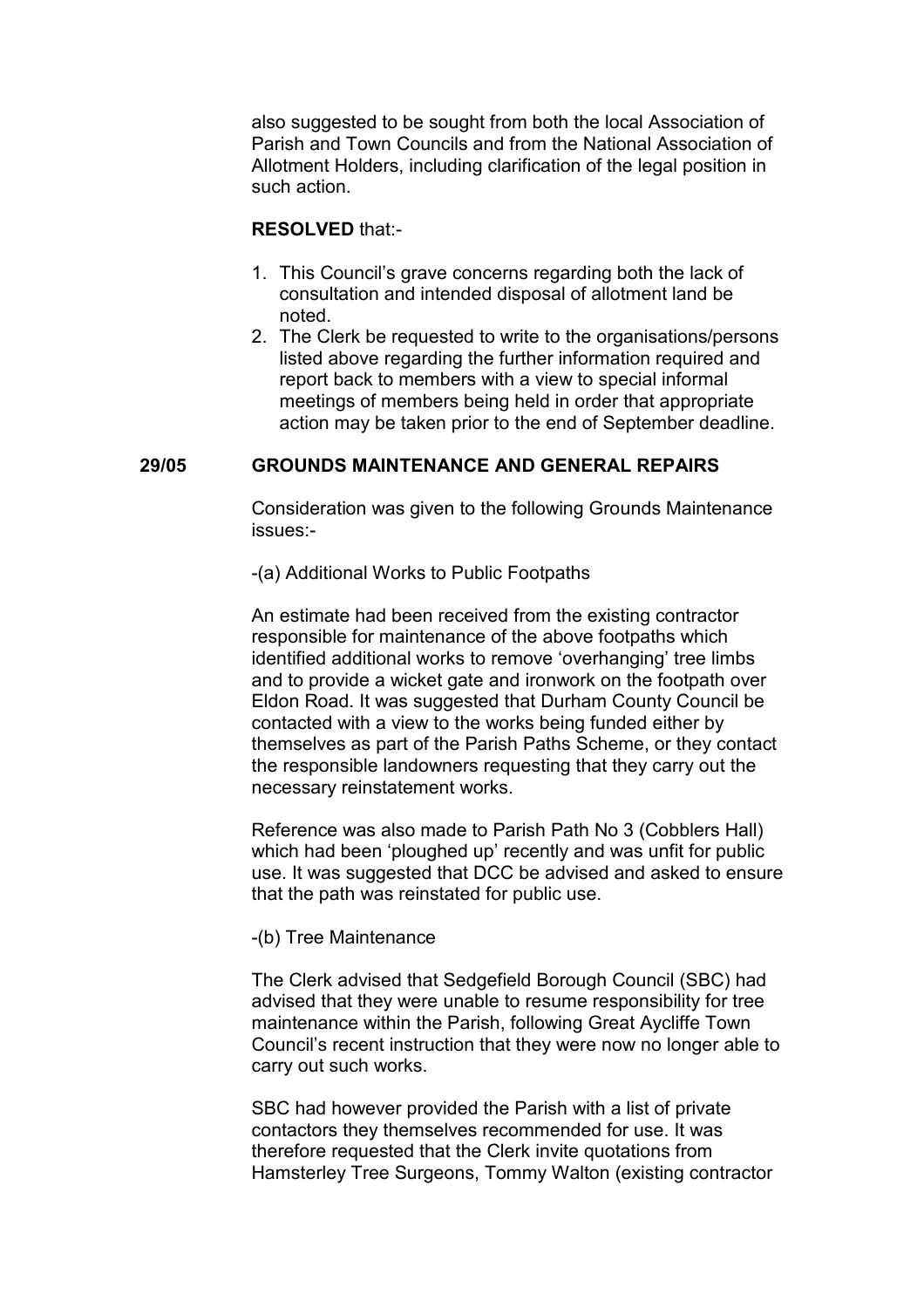also suggested to be sought from both the local Association of Parish and Town Councils and from the National Association of Allotment Holders, including clarification of the legal position in such action.

**RESOLVED** that:-

1. This Council's grave concerns regarding both the lack of consultation and intended disposal of allotment land be noted.
2. The Clerk be requested to write to the organisations/persons listed above regarding the further information required and report back to members with a view to special informal meetings of members being held in order that appropriate action may be taken prior to the end of September deadline.

**29/05 GROUNDS MAINTENANCE AND GENERAL REPAIRS**

Consideration was given to the following Grounds Maintenance issues:-

-(a) Additional Works to Public Footpaths

An estimate had been received from the existing contractor responsible for maintenance of the above footpaths which identified additional works to remove 'overhanging' tree limbs and to provide a wicket gate and ironwork on the footpath over Eldon Road. It was suggested that Durham County Council be contacted with a view to the works being funded either by themselves as part of the Parish Paths Scheme, or they contact the responsible landowners requesting that they carry out the necessary reinstatement works.

Reference was also made to Parish Path No 3 (Cobblers Hall) which had been 'ploughed up' recently and was unfit for public use. It was suggested that DCC be advised and asked to ensure that the path was reinstated for public use.

-(b) Tree Maintenance

The Clerk advised that Sedgefield Borough Council (SBC) had advised that they were unable to resume responsibility for tree maintenance within the Parish, following Great Aycliffe Town Council's recent instruction that they were now no longer able to carry out such works.

SBC had however provided the Parish with a list of private contactors they themselves recommended for use. It was therefore requested that the Clerk invite quotations from Hamsterley Tree Surgeons, Tommy Walton (existing contractor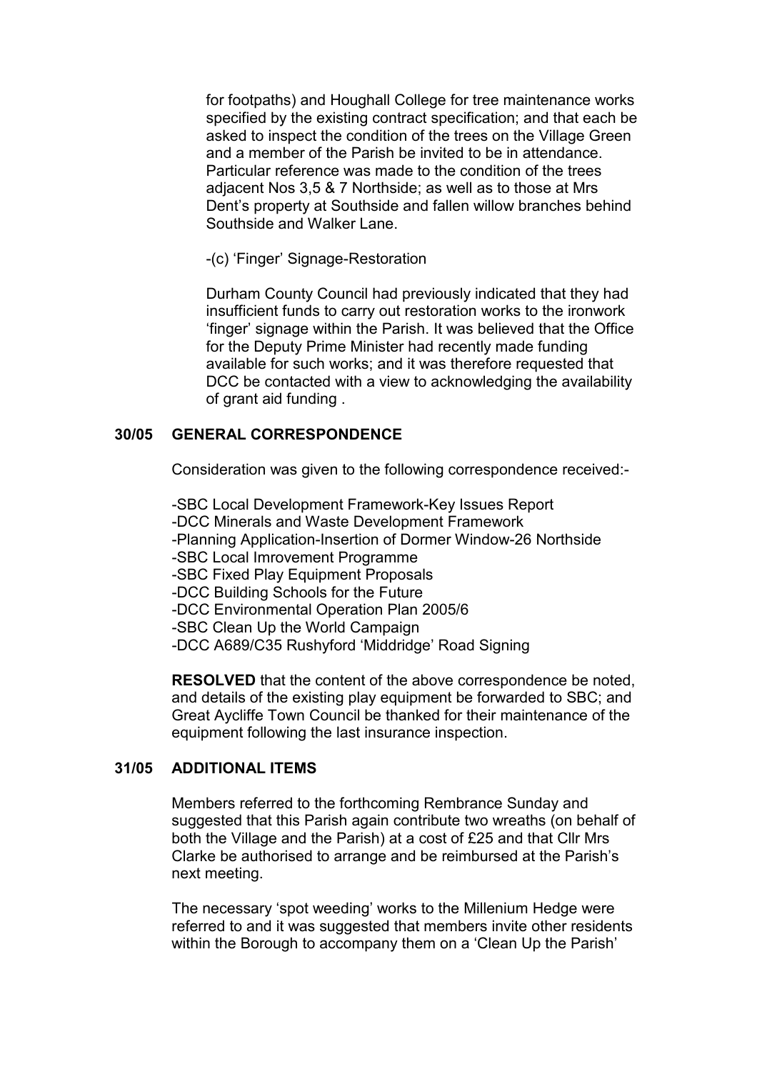for footpaths) and Houghall College for tree maintenance works specified by the existing contract specification; and that each be asked to inspect the condition of the trees on the Village Green and a member of the Parish be invited to be in attendance. Particular reference was made to the condition of the trees adjacent Nos 3,5 & 7 Northside; as well as to those at Mrs Dent's property at Southside and fallen willow branches behind Southside and Walker Lane.

-(c) 'Finger' Signage-Restoration

Durham County Council had previously indicated that they had insufficient funds to carry out restoration works to the ironwork 'finger' signage within the Parish. It was believed that the Office for the Deputy Prime Minister had recently made funding available for such works; and it was therefore requested that DCC be contacted with a view to acknowledging the availability of grant aid funding .

## 30/05 GENERAL CORRESPONDENCE

Consideration was given to the following correspondence received:-

-SBC Local Development Framework-Key Issues Report
-DCC Minerals and Waste Development Framework
-Planning Application-Insertion of Dormer Window-26 Northside
-SBC Local Imrovement Programme
-SBC Fixed Play Equipment Proposals
-DCC Building Schools for the Future
-DCC Environmental Operation Plan 2005/6
-SBC Clean Up the World Campaign
-DCC A689/C35 Rushyford 'Middridge' Road Signing

**RESOLVED** that the content of the above correspondence be noted, and details of the existing play equipment be forwarded to SBC; and Great Aycliffe Town Council be thanked for their maintenance of the equipment following the last insurance inspection.

## 31/05 ADDITIONAL ITEMS

Members referred to the forthcoming Rembrance Sunday and suggested that this Parish again contribute two wreaths (on behalf of both the Village and the Parish) at a cost of £25 and that Cllr Mrs Clarke be authorised to arrange and be reimbursed at the Parish's next meeting.

The necessary 'spot weeding' works to the Millenium Hedge were referred to and it was suggested that members invite other residents within the Borough to accompany them on a 'Clean Up the Parish'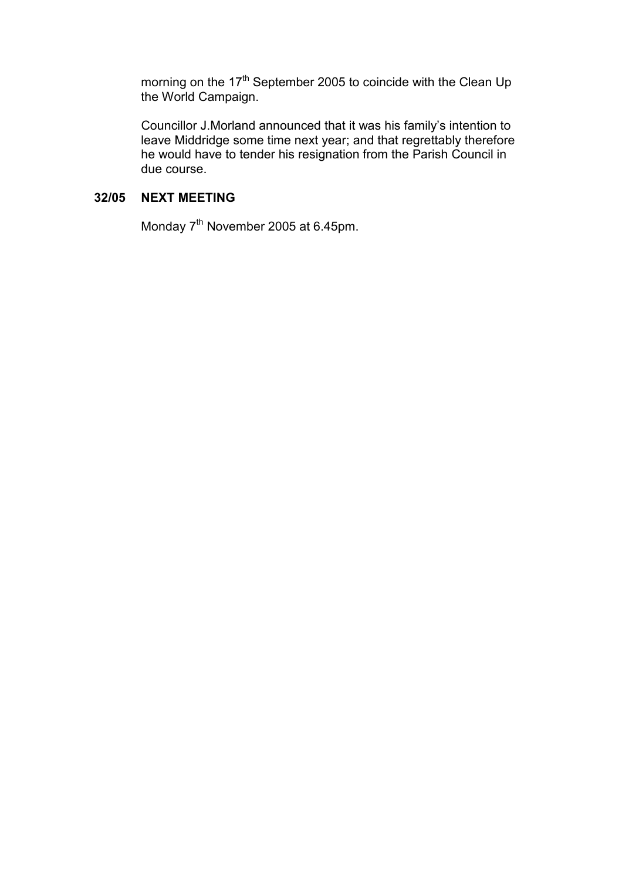morning on the 17th September 2005 to coincide with the Clean Up the World Campaign.

Councillor J.Morland announced that it was his family's intention to leave Middridge some time next year; and that regrettably therefore he would have to tender his resignation from the Parish Council in due course.

**32/05 NEXT MEETING**

Monday 7th November 2005 at 6.45pm.